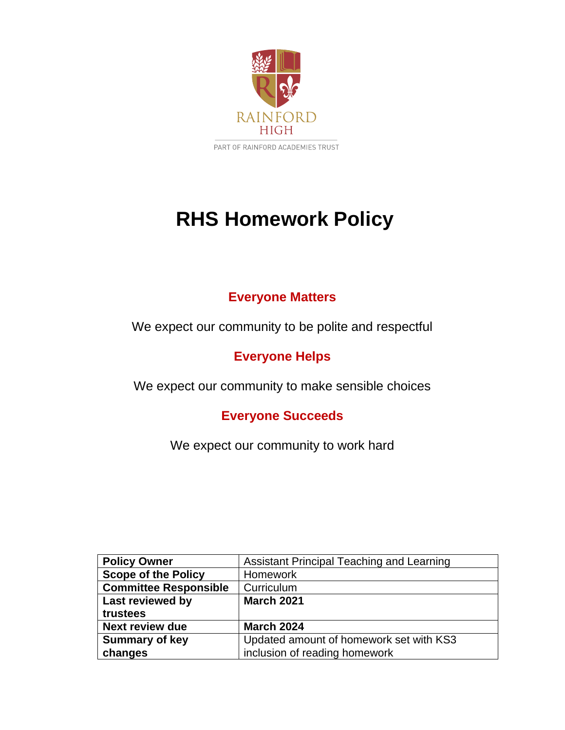RAINFORD HIGH

PART OF RAINFORD ACADEMIES TRUST

# RHS Homework Policy

## Everyone Matters

We expect our community to be polite and respectful

## Everyone Helps

We expect our community to make sensible choices

## Everyone Succeeds

We expect our community to work hard

| **Policy Owner** | Assistant Principal Teaching and Learning |
|---|---|
| **Scope of the Policy** | Homework |
| **Committee Responsible** | Curriculum |
| **Last reviewed by trustees** | **March 2021** |
| **Next review due** | **March 2024** |
| **Summary of key changes** | Updated amount of homework set with KS3 inclusion of reading homework |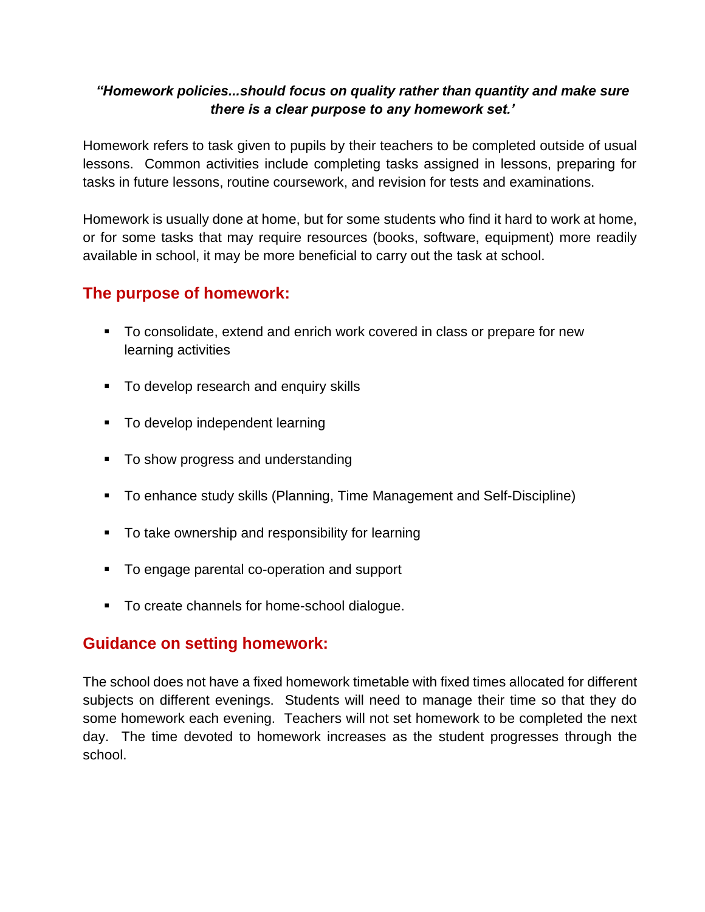***"Homework policies...should focus on quality rather than quantity and make sure there is a clear purpose to any homework set.'***

Homework refers to task given to pupils by their teachers to be completed outside of usual lessons. Common activities include completing tasks assigned in lessons, preparing for tasks in future lessons, routine coursework, and revision for tests and examinations.

Homework is usually done at home, but for some students who find it hard to work at home, or for some tasks that may require resources (books, software, equipment) more readily available in school, it may be more beneficial to carry out the task at school.

## The purpose of homework:

- To consolidate, extend and enrich work covered in class or prepare for new learning activities
- To develop research and enquiry skills
- To develop independent learning
- To show progress and understanding
- To enhance study skills (Planning, Time Management and Self-Discipline)
- To take ownership and responsibility for learning
- To engage parental co-operation and support
- To create channels for home-school dialogue.

## Guidance on setting homework:

The school does not have a fixed homework timetable with fixed times allocated for different subjects on different evenings. Students will need to manage their time so that they do some homework each evening. Teachers will not set homework to be completed the next day. The time devoted to homework increases as the student progresses through the school.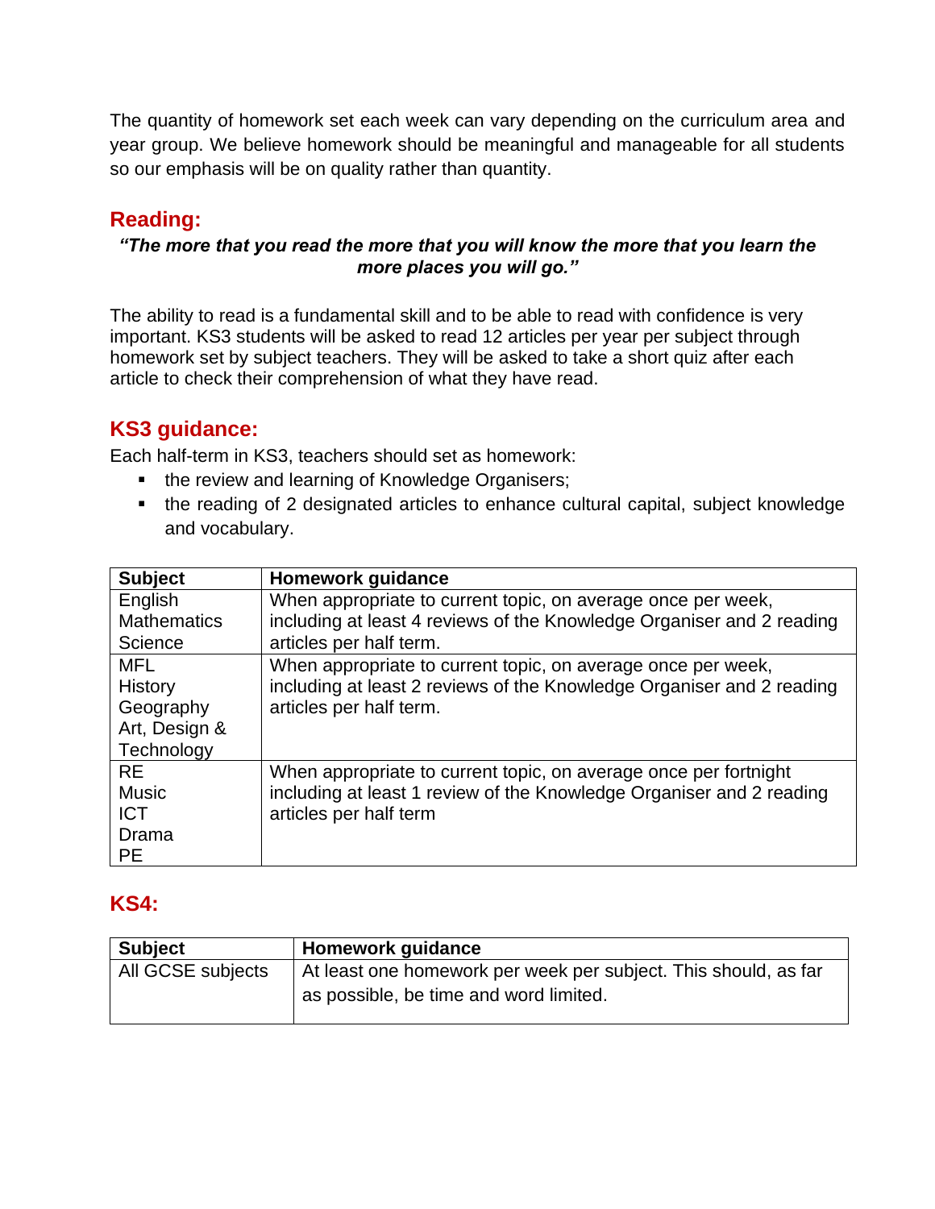The quantity of homework set each week can vary depending on the curriculum area and year group. We believe homework should be meaningful and manageable for all students so our emphasis will be on quality rather than quantity.

## Reading:

***"The more that you read the more that you will know the more that you learn the more places you will go."***

The ability to read is a fundamental skill and to be able to read with confidence is very important. KS3 students will be asked to read 12 articles per year per subject through homework set by subject teachers. They will be asked to take a short quiz after each article to check their comprehension of what they have read.

## KS3 guidance:

Each half-term in KS3, teachers should set as homework:

- the review and learning of Knowledge Organisers;
- the reading of 2 designated articles to enhance cultural capital, subject knowledge and vocabulary.

| Subject | Homework guidance |
|---|---|
| English<br>Mathematics<br>Science | When appropriate to current topic, on average once per week, including at least 4 reviews of the Knowledge Organiser and 2 reading articles per half term. |
| MFL<br>History<br>Geography<br>Art, Design & Technology | When appropriate to current topic, on average once per week, including at least 2 reviews of the Knowledge Organiser and 2 reading articles per half term. |
| RE<br>Music<br>ICT<br>Drama<br>PE | When appropriate to current topic, on average once per fortnight including at least 1 review of the Knowledge Organiser and 2 reading articles per half term |

## KS4:

| Subject | Homework guidance |
|---|---|
| All GCSE subjects | At least one homework per week per subject. This should, as far as possible, be time and word limited. |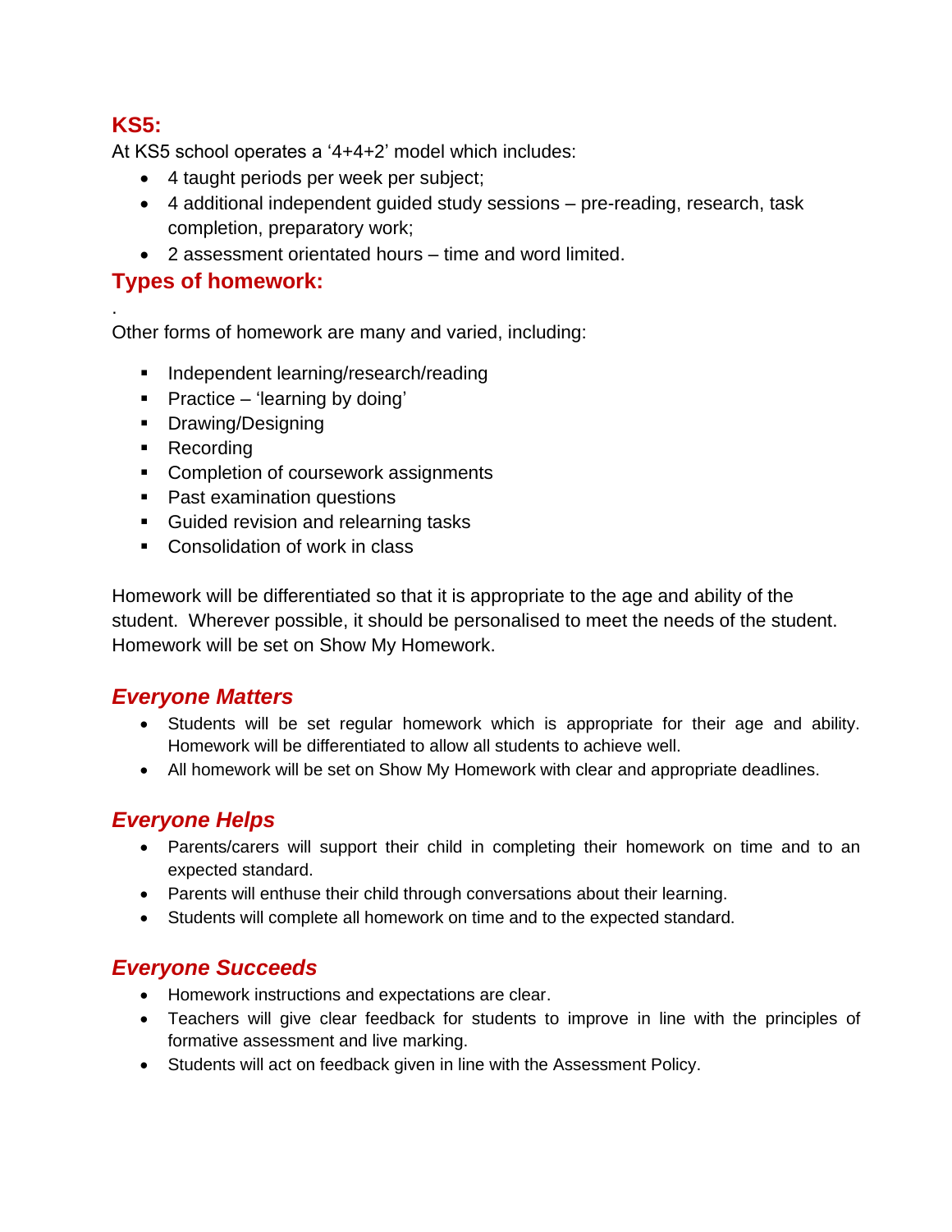## KS5:

At KS5 school operates a '4+4+2' model which includes:

- 4 taught periods per week per subject;
- 4 additional independent guided study sessions – pre-reading, research, task completion, preparatory work;
- 2 assessment orientated hours – time and word limited.

## Types of homework:

.

Other forms of homework are many and varied, including:

- Independent learning/research/reading
- Practice – 'learning by doing'
- Drawing/Designing
- Recording
- Completion of coursework assignments
- Past examination questions
- Guided revision and relearning tasks
- Consolidation of work in class

Homework will be differentiated so that it is appropriate to the age and ability of the student. Wherever possible, it should be personalised to meet the needs of the student. Homework will be set on Show My Homework.

### *Everyone Matters*

- Students will be set regular homework which is appropriate for their age and ability. Homework will be differentiated to allow all students to achieve well.
- All homework will be set on Show My Homework with clear and appropriate deadlines.

### *Everyone Helps*

- Parents/carers will support their child in completing their homework on time and to an expected standard.
- Parents will enthuse their child through conversations about their learning.
- Students will complete all homework on time and to the expected standard.

### *Everyone Succeeds*

- Homework instructions and expectations are clear.
- Teachers will give clear feedback for students to improve in line with the principles of formative assessment and live marking.
- Students will act on feedback given in line with the Assessment Policy.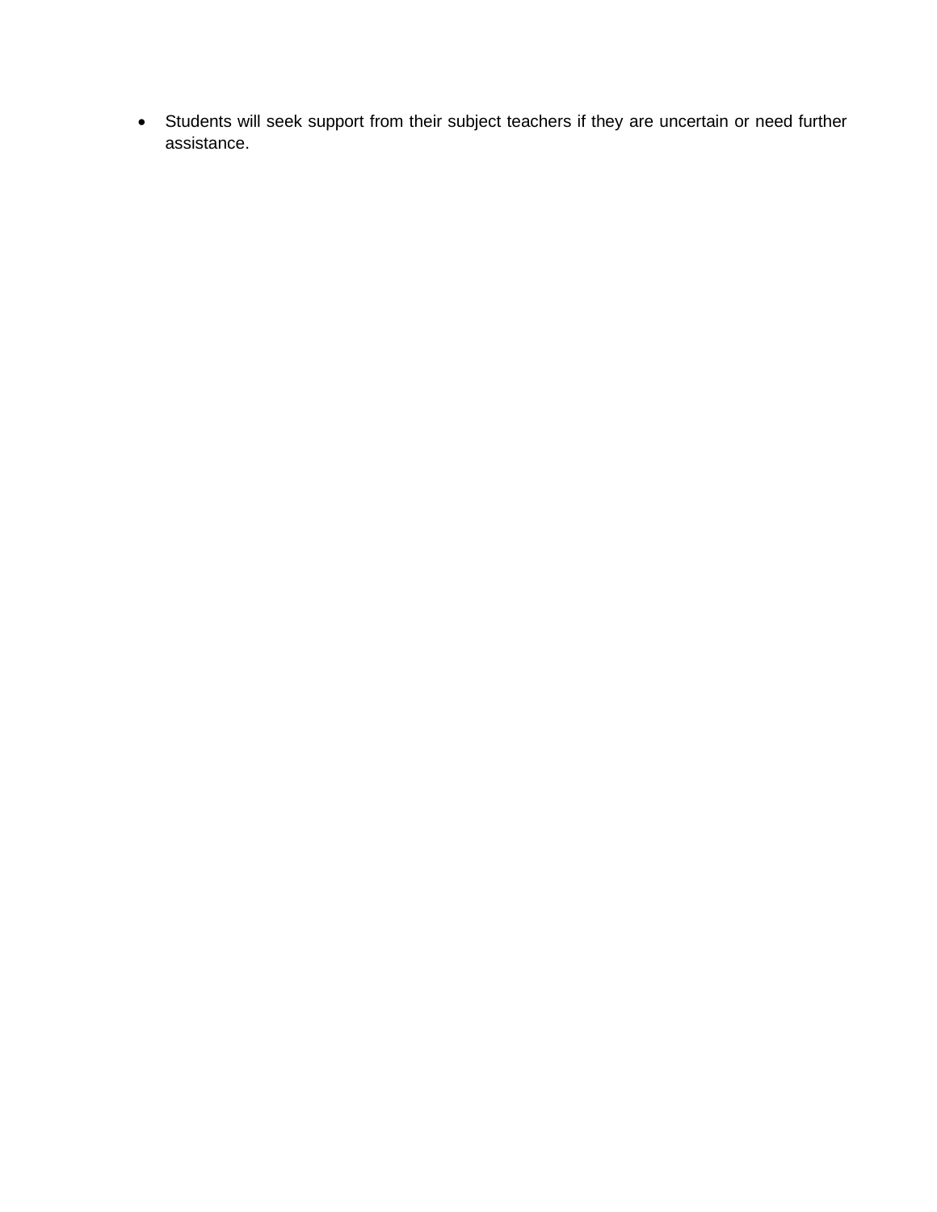- Students will seek support from their subject teachers if they are uncertain or need further assistance.